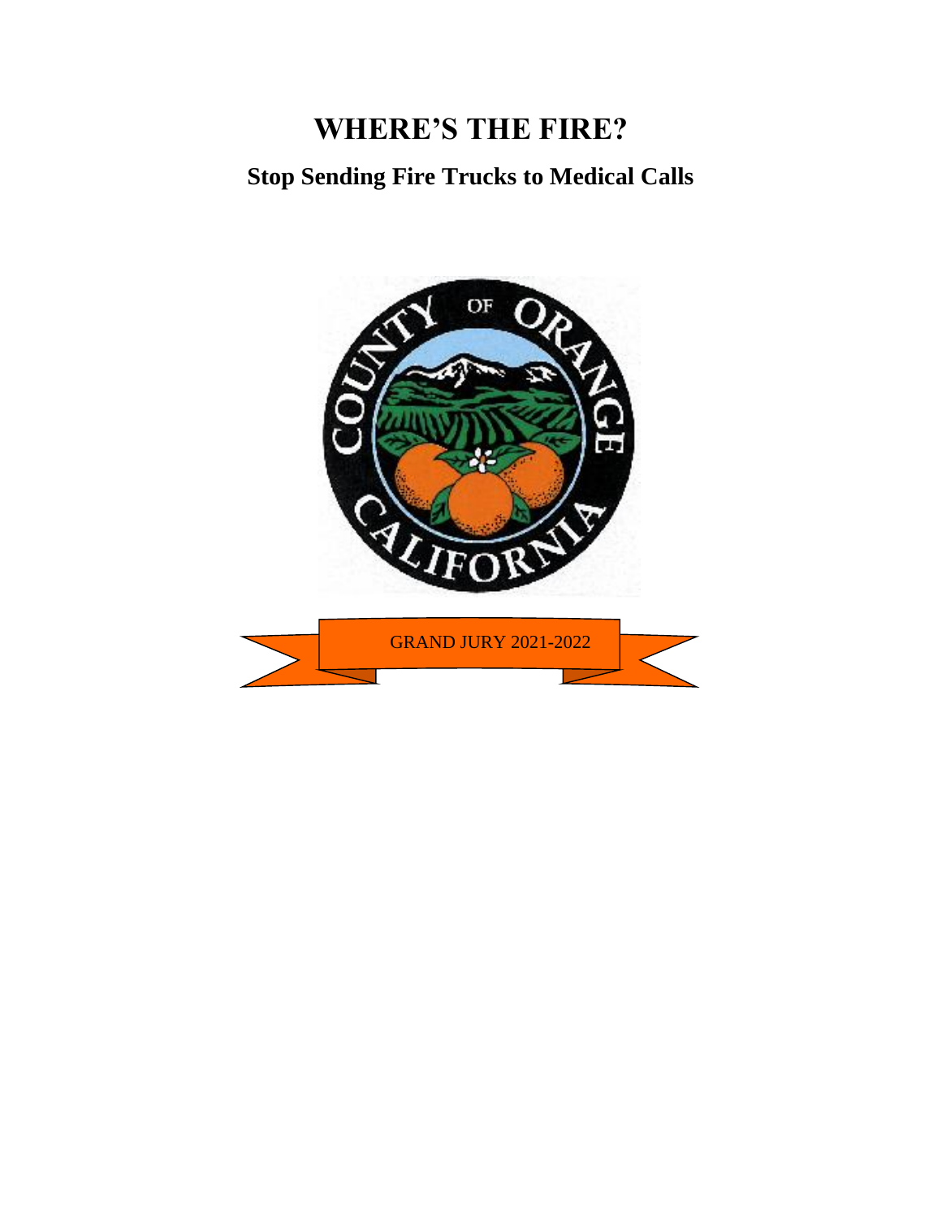# WHERE'S THE FIRE?

## Stop Sending Fire Trucks to Medical Calls

GRAND JURY 2021-2022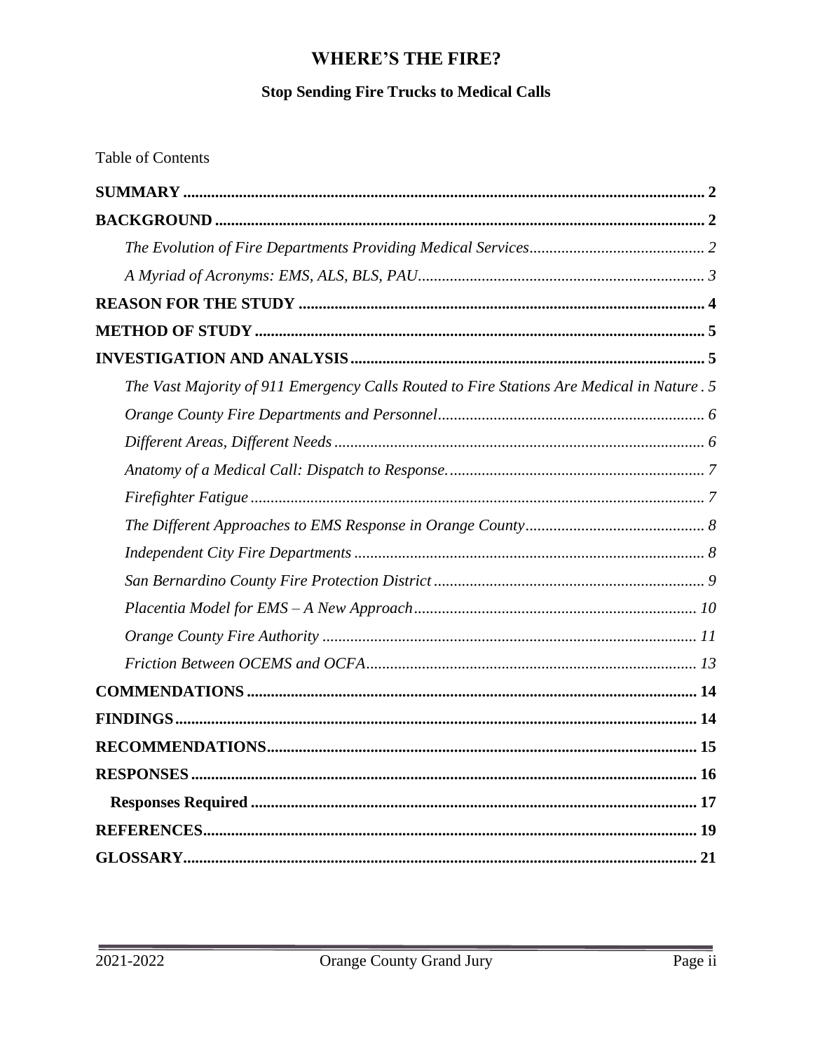# WHERE'S THE FIRE?

## Stop Sending Fire Trucks to Medical Calls

Table of Contents

**SUMMARY** .......... 2

**BACKGROUND** .......... 2

*The Evolution of Fire Departments Providing Medical Services* .......... 2

*A Myriad of Acronyms: EMS, ALS, BLS, PAU* .......... 3

**REASON FOR THE STUDY** .......... 4

**METHOD OF STUDY** .......... 5

**INVESTIGATION AND ANALYSIS** .......... 5

*The Vast Majority of 911 Emergency Calls Routed to Fire Stations Are Medical in Nature* . 5

*Orange County Fire Departments and Personnel* .......... 6

*Different Areas, Different Needs* .......... 6

*Anatomy of a Medical Call: Dispatch to Response.* .......... 7

*Firefighter Fatigue* .......... 7

*The Different Approaches to EMS Response in Orange County* .......... 8

*Independent City Fire Departments* .......... 8

*San Bernardino County Fire Protection District* .......... 9

*Placentia Model for EMS – A New Approach* .......... 10

*Orange County Fire Authority* .......... 11

*Friction Between OCEMS and OCFA* .......... 13

**COMMENDATIONS** .......... 14

**FINDINGS** .......... 14

**RECOMMENDATIONS** .......... 15

**RESPONSES** .......... 16

**Responses Required** .......... 17

**REFERENCES** .......... 19

**GLOSSARY** .......... 21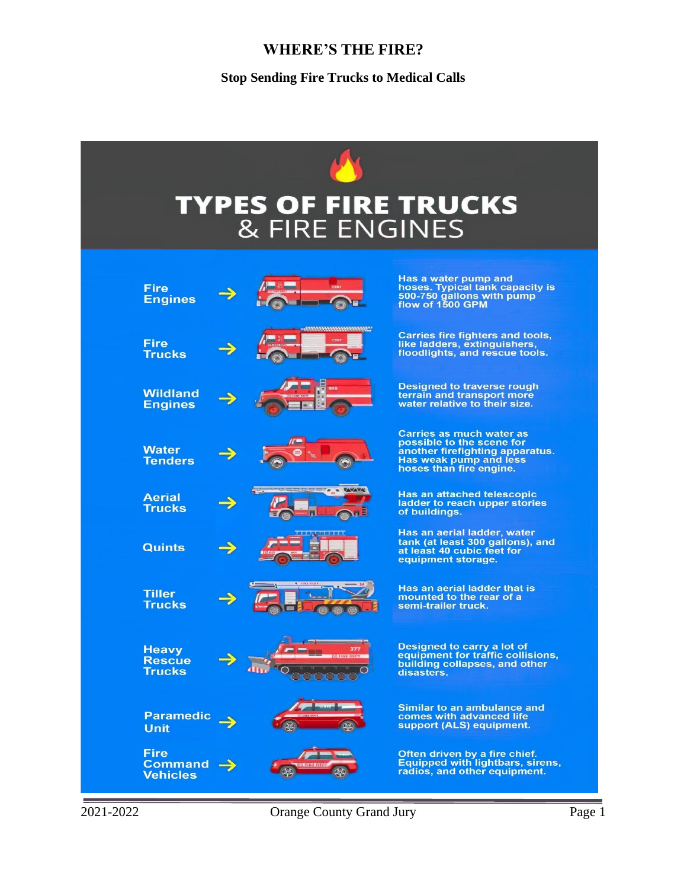# WHERE'S THE FIRE?

## Stop Sending Fire Trucks to Medical Calls

# TYPES OF FIRE TRUCKS & FIRE ENGINES

| Type | Description |
| --- | --- |
| Fire Engines | Has a water pump and hoses. Typical tank capacity is 500-750 gallons with pump flow of 1500 GPM |
| Fire Trucks | Carries fire fighters and tools, like ladders, extinguishers, floodlights, and rescue tools. |
| Wildland Engines | Designed to traverse rough terrain and transport more water relative to their size. |
| Water Tenders | Carries as much water as possible to the scene for another firefighting apparatus. Has weak pump and less hoses than fire engine. |
| Aerial Trucks | Has an attached telescopic ladder to reach upper stories of buildings. |
| Quints | Has an aerial ladder, water tank (at least 300 gallons), and at least 40 cubic feet for equipment storage. |
| Tiller Trucks | Has an aerial ladder that is mounted to the rear of a semi-trailer truck. |
| Heavy Rescue Trucks | Designed to carry a lot of equipment for traffic collisions, building collapses, and other disasters. |
| Paramedic Unit | Similar to an ambulance and comes with advanced life support (ALS) equipment. |
| Fire Command Vehicles | Often driven by a fire chief. Equipped with lightbars, sirens, radios, and other equipment. |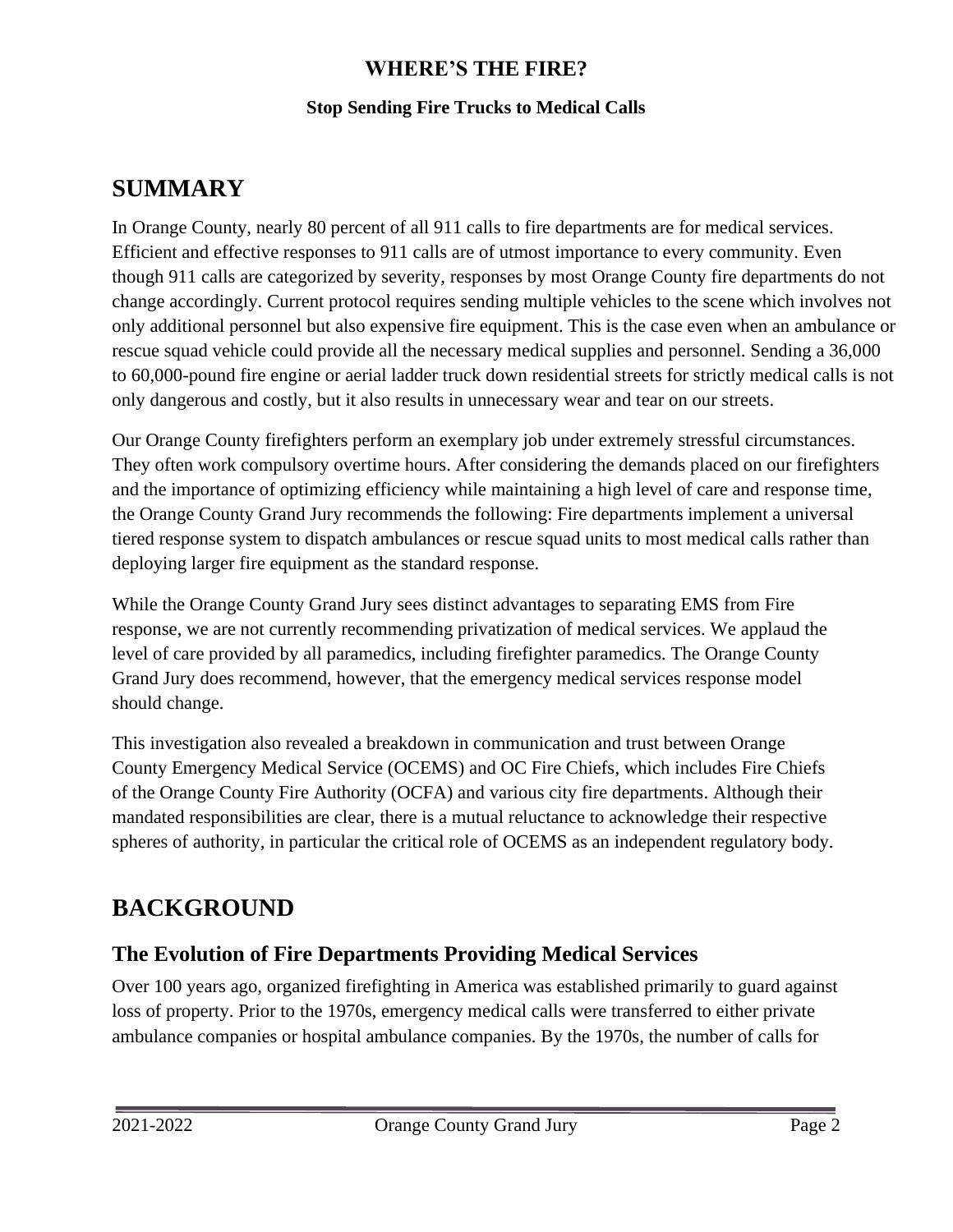# WHERE'S THE FIRE?

**Stop Sending Fire Trucks to Medical Calls**

## SUMMARY

In Orange County, nearly 80 percent of all 911 calls to fire departments are for medical services. Efficient and effective responses to 911 calls are of utmost importance to every community. Even though 911 calls are categorized by severity, responses by most Orange County fire departments do not change accordingly. Current protocol requires sending multiple vehicles to the scene which involves not only additional personnel but also expensive fire equipment. This is the case even when an ambulance or rescue squad vehicle could provide all the necessary medical supplies and personnel. Sending a 36,000 to 60,000-pound fire engine or aerial ladder truck down residential streets for strictly medical calls is not only dangerous and costly, but it also results in unnecessary wear and tear on our streets.

Our Orange County firefighters perform an exemplary job under extremely stressful circumstances. They often work compulsory overtime hours. After considering the demands placed on our firefighters and the importance of optimizing efficiency while maintaining a high level of care and response time, the Orange County Grand Jury recommends the following: Fire departments implement a universal tiered response system to dispatch ambulances or rescue squad units to most medical calls rather than deploying larger fire equipment as the standard response.

While the Orange County Grand Jury sees distinct advantages to separating EMS from Fire response, we are not currently recommending privatization of medical services. We applaud the level of care provided by all paramedics, including firefighter paramedics. The Orange County Grand Jury does recommend, however, that the emergency medical services response model should change.

This investigation also revealed a breakdown in communication and trust between Orange County Emergency Medical Service (OCEMS) and OC Fire Chiefs, which includes Fire Chiefs of the Orange County Fire Authority (OCFA) and various city fire departments. Although their mandated responsibilities are clear, there is a mutual reluctance to acknowledge their respective spheres of authority, in particular the critical role of OCEMS as an independent regulatory body.

## BACKGROUND

### The Evolution of Fire Departments Providing Medical Services

Over 100 years ago, organized firefighting in America was established primarily to guard against loss of property. Prior to the 1970s, emergency medical calls were transferred to either private ambulance companies or hospital ambulance companies. By the 1970s, the number of calls for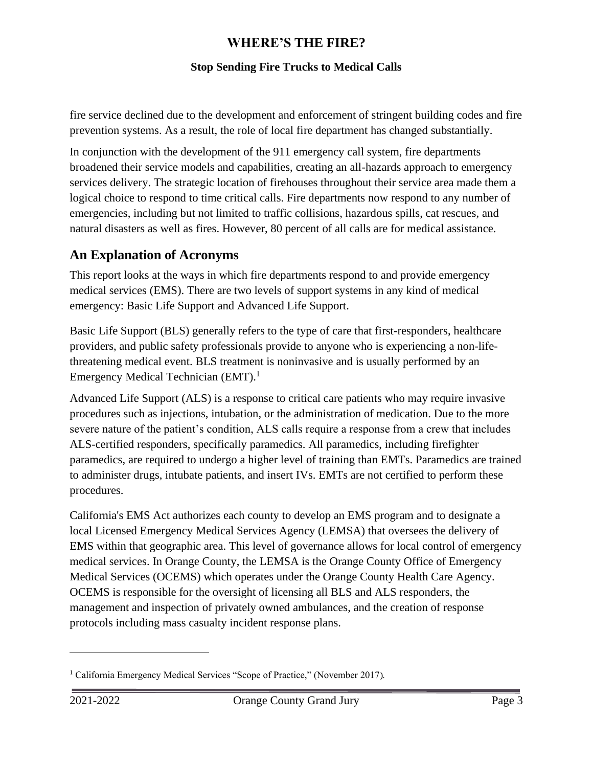fire service declined due to the development and enforcement of stringent building codes and fire prevention systems. As a result, the role of local fire department has changed substantially.

In conjunction with the development of the 911 emergency call system, fire departments broadened their service models and capabilities, creating an all-hazards approach to emergency services delivery. The strategic location of firehouses throughout their service area made them a logical choice to respond to time critical calls. Fire departments now respond to any number of emergencies, including but not limited to traffic collisions, hazardous spills, cat rescues, and natural disasters as well as fires. However, 80 percent of all calls are for medical assistance.

## An Explanation of Acronyms

This report looks at the ways in which fire departments respond to and provide emergency medical services (EMS). There are two levels of support systems in any kind of medical emergency: Basic Life Support and Advanced Life Support.

Basic Life Support (BLS) generally refers to the type of care that first-responders, healthcare providers, and public safety professionals provide to anyone who is experiencing a non-life-threatening medical event. BLS treatment is noninvasive and is usually performed by an Emergency Medical Technician (EMT).[1]

Advanced Life Support (ALS) is a response to critical care patients who may require invasive procedures such as injections, intubation, or the administration of medication. Due to the more severe nature of the patient's condition, ALS calls require a response from a crew that includes ALS-certified responders, specifically paramedics. All paramedics, including firefighter paramedics, are required to undergo a higher level of training than EMTs. Paramedics are trained to administer drugs, intubate patients, and insert IVs. EMTs are not certified to perform these procedures.

California's EMS Act authorizes each county to develop an EMS program and to designate a local Licensed Emergency Medical Services Agency (LEMSA) that oversees the delivery of EMS within that geographic area. This level of governance allows for local control of emergency medical services. In Orange County, the LEMSA is the Orange County Office of Emergency Medical Services (OCEMS) which operates under the Orange County Health Care Agency. OCEMS is responsible for the oversight of licensing all BLS and ALS responders, the management and inspection of privately owned ambulances, and the creation of response protocols including mass casualty incident response plans.

---

[1] California Emergency Medical Services "Scope of Practice," (November 2017).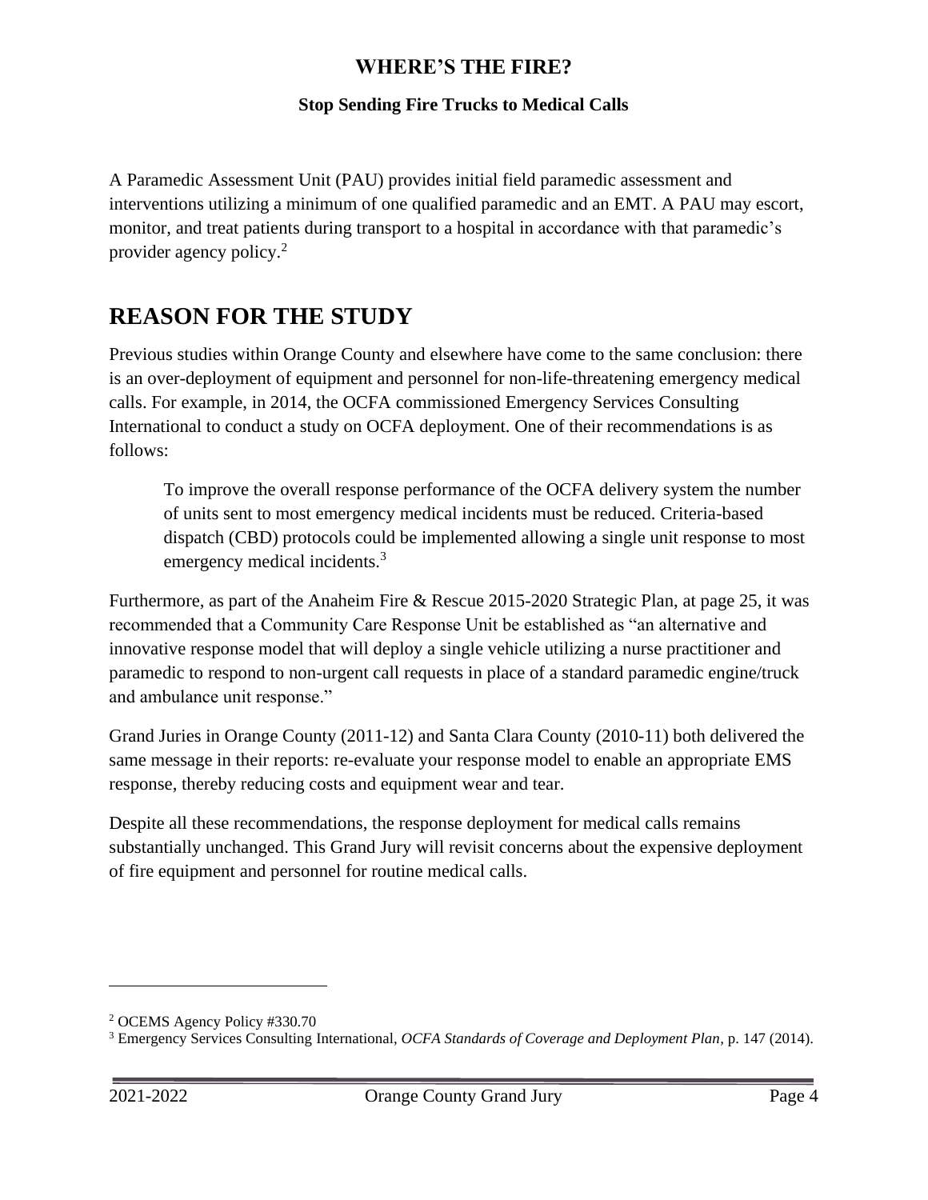A Paramedic Assessment Unit (PAU) provides initial field paramedic assessment and interventions utilizing a minimum of one qualified paramedic and an EMT. A PAU may escort, monitor, and treat patients during transport to a hospital in accordance with that paramedic's provider agency policy.[2]

## REASON FOR THE STUDY

Previous studies within Orange County and elsewhere have come to the same conclusion: there is an over-deployment of equipment and personnel for non-life-threatening emergency medical calls. For example, in 2014, the OCFA commissioned Emergency Services Consulting International to conduct a study on OCFA deployment. One of their recommendations is as follows:

> To improve the overall response performance of the OCFA delivery system the number of units sent to most emergency medical incidents must be reduced. Criteria-based dispatch (CBD) protocols could be implemented allowing a single unit response to most emergency medical incidents.[3]

Furthermore, as part of the Anaheim Fire & Rescue 2015-2020 Strategic Plan, at page 25, it was recommended that a Community Care Response Unit be established as "an alternative and innovative response model that will deploy a single vehicle utilizing a nurse practitioner and paramedic to respond to non-urgent call requests in place of a standard paramedic engine/truck and ambulance unit response."

Grand Juries in Orange County (2011-12) and Santa Clara County (2010-11) both delivered the same message in their reports: re-evaluate your response model to enable an appropriate EMS response, thereby reducing costs and equipment wear and tear.

Despite all these recommendations, the response deployment for medical calls remains substantially unchanged. This Grand Jury will revisit concerns about the expensive deployment of fire equipment and personnel for routine medical calls.

---

[2] OCEMS Agency Policy #330.70

[3] Emergency Services Consulting International, *OCFA Standards of Coverage and Deployment Plan*, p. 147 (2014).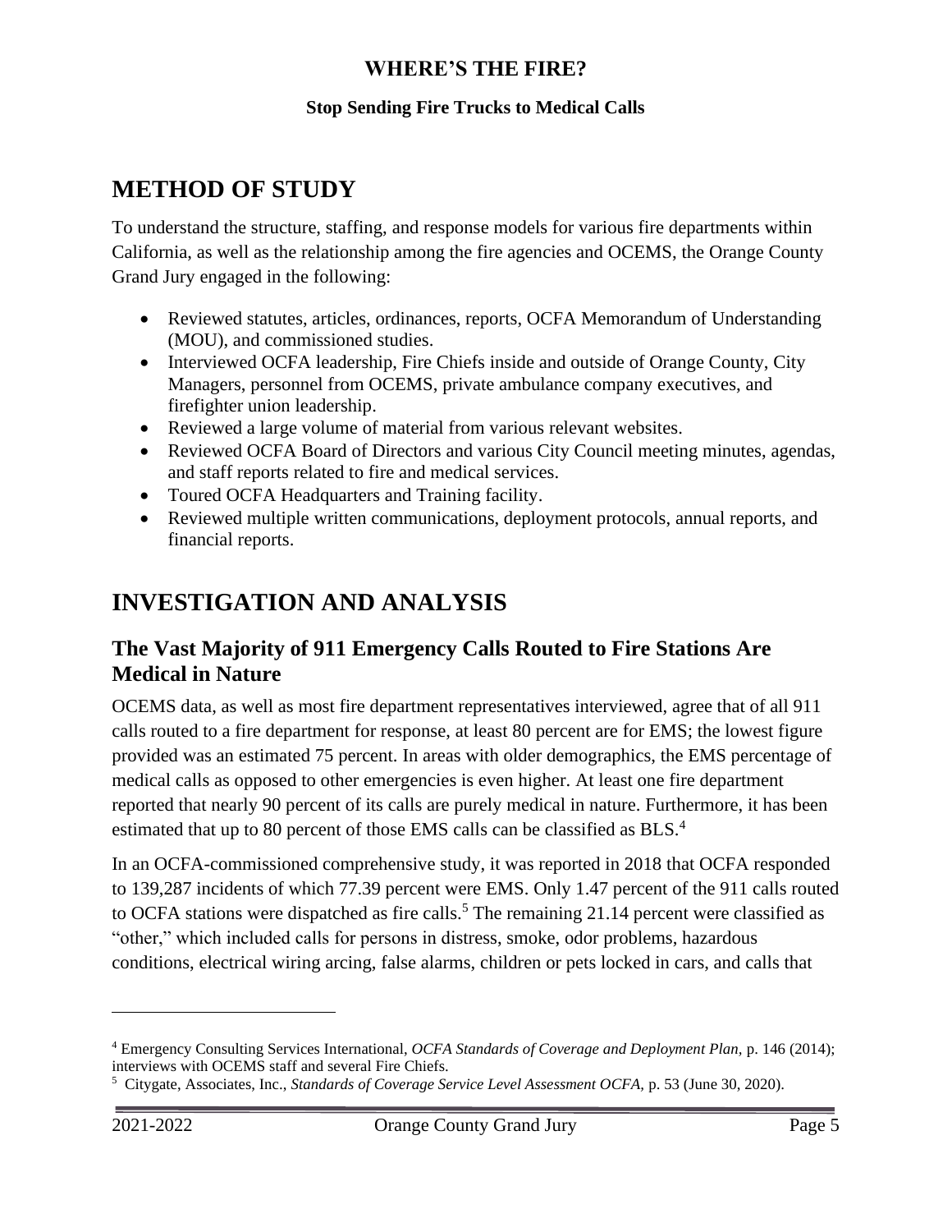# METHOD OF STUDY

To understand the structure, staffing, and response models for various fire departments within California, as well as the relationship among the fire agencies and OCEMS, the Orange County Grand Jury engaged in the following:

- Reviewed statutes, articles, ordinances, reports, OCFA Memorandum of Understanding (MOU), and commissioned studies.
- Interviewed OCFA leadership, Fire Chiefs inside and outside of Orange County, City Managers, personnel from OCEMS, private ambulance company executives, and firefighter union leadership.
- Reviewed a large volume of material from various relevant websites.
- Reviewed OCFA Board of Directors and various City Council meeting minutes, agendas, and staff reports related to fire and medical services.
- Toured OCFA Headquarters and Training facility.
- Reviewed multiple written communications, deployment protocols, annual reports, and financial reports.

# INVESTIGATION AND ANALYSIS

## The Vast Majority of 911 Emergency Calls Routed to Fire Stations Are Medical in Nature

OCEMS data, as well as most fire department representatives interviewed, agree that of all 911 calls routed to a fire department for response, at least 80 percent are for EMS; the lowest figure provided was an estimated 75 percent. In areas with older demographics, the EMS percentage of medical calls as opposed to other emergencies is even higher. At least one fire department reported that nearly 90 percent of its calls are purely medical in nature. Furthermore, it has been estimated that up to 80 percent of those EMS calls can be classified as BLS.[4]

In an OCFA-commissioned comprehensive study, it was reported in 2018 that OCFA responded to 139,287 incidents of which 77.39 percent were EMS. Only 1.47 percent of the 911 calls routed to OCFA stations were dispatched as fire calls.[5] The remaining 21.14 percent were classified as "other," which included calls for persons in distress, smoke, odor problems, hazardous conditions, electrical wiring arcing, false alarms, children or pets locked in cars, and calls that

---

[4] Emergency Consulting Services International, *OCFA Standards of Coverage and Deployment Plan*, p. 146 (2014); interviews with OCEMS staff and several Fire Chiefs.

[5] Citygate, Associates, Inc., *Standards of Coverage Service Level Assessment OCFA*, p. 53 (June 30, 2020).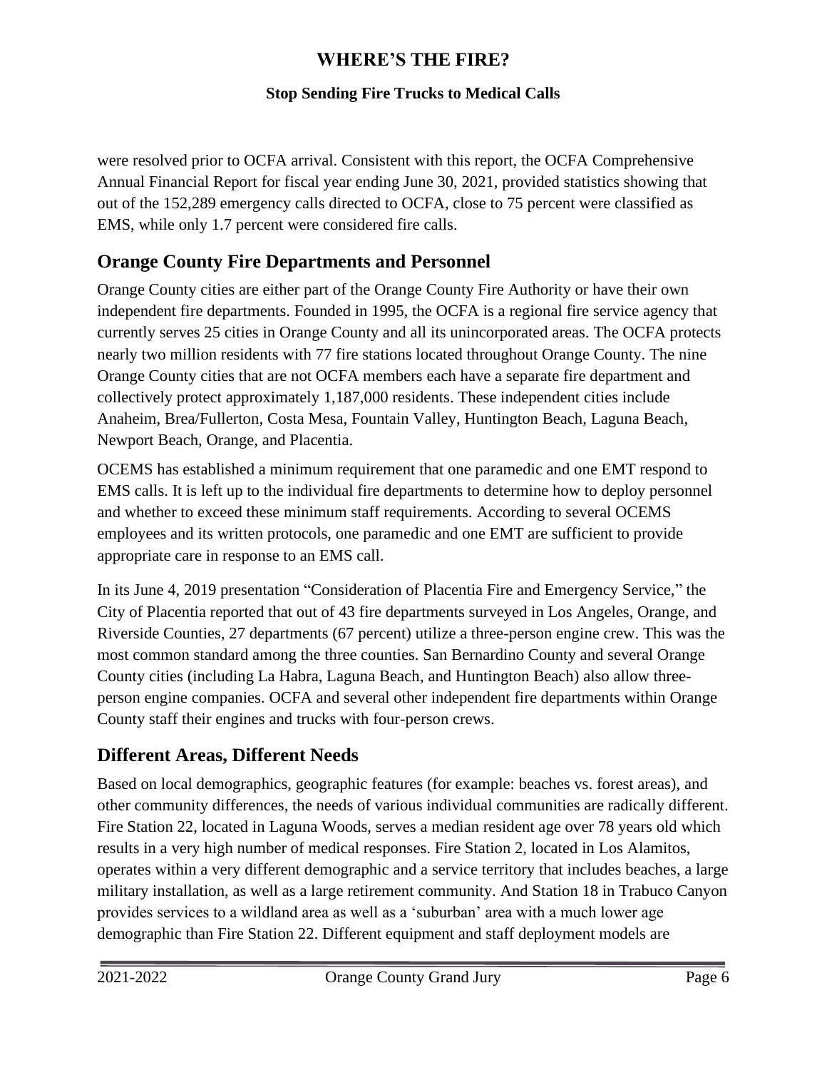were resolved prior to OCFA arrival. Consistent with this report, the OCFA Comprehensive Annual Financial Report for fiscal year ending June 30, 2021, provided statistics showing that out of the 152,289 emergency calls directed to OCFA, close to 75 percent were classified as EMS, while only 1.7 percent were considered fire calls.

## Orange County Fire Departments and Personnel

Orange County cities are either part of the Orange County Fire Authority or have their own independent fire departments. Founded in 1995, the OCFA is a regional fire service agency that currently serves 25 cities in Orange County and all its unincorporated areas. The OCFA protects nearly two million residents with 77 fire stations located throughout Orange County. The nine Orange County cities that are not OCFA members each have a separate fire department and collectively protect approximately 1,187,000 residents. These independent cities include Anaheim, Brea/Fullerton, Costa Mesa, Fountain Valley, Huntington Beach, Laguna Beach, Newport Beach, Orange, and Placentia.

OCEMS has established a minimum requirement that one paramedic and one EMT respond to EMS calls. It is left up to the individual fire departments to determine how to deploy personnel and whether to exceed these minimum staff requirements. According to several OCEMS employees and its written protocols, one paramedic and one EMT are sufficient to provide appropriate care in response to an EMS call.

In its June 4, 2019 presentation "Consideration of Placentia Fire and Emergency Service," the City of Placentia reported that out of 43 fire departments surveyed in Los Angeles, Orange, and Riverside Counties, 27 departments (67 percent) utilize a three-person engine crew. This was the most common standard among the three counties. San Bernardino County and several Orange County cities (including La Habra, Laguna Beach, and Huntington Beach) also allow three-person engine companies. OCFA and several other independent fire departments within Orange County staff their engines and trucks with four-person crews.

## Different Areas, Different Needs

Based on local demographics, geographic features (for example: beaches vs. forest areas), and other community differences, the needs of various individual communities are radically different. Fire Station 22, located in Laguna Woods, serves a median resident age over 78 years old which results in a very high number of medical responses. Fire Station 2, located in Los Alamitos, operates within a very different demographic and a service territory that includes beaches, a large military installation, as well as a large retirement community. And Station 18 in Trabuco Canyon provides services to a wildland area as well as a 'suburban' area with a much lower age demographic than Fire Station 22. Different equipment and staff deployment models are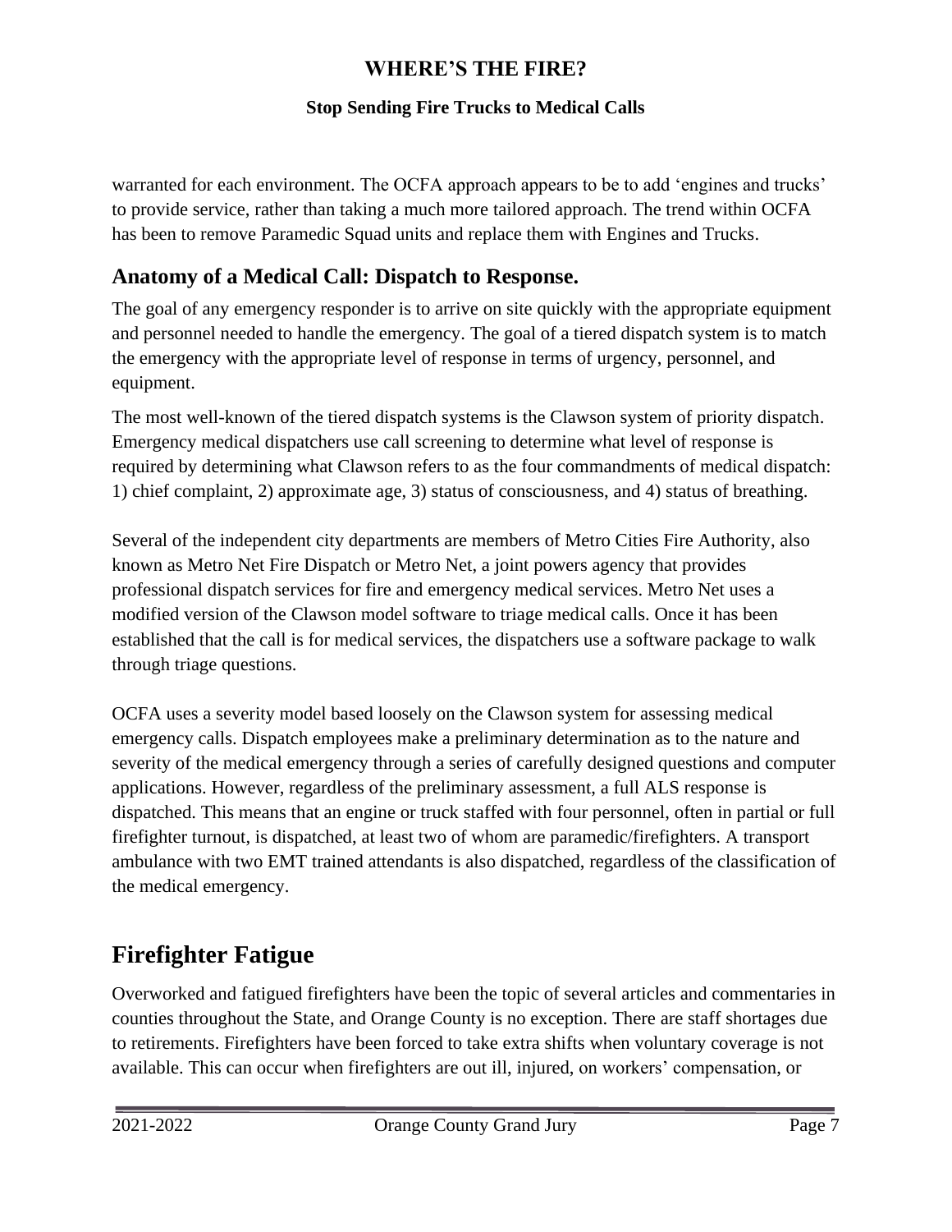warranted for each environment. The OCFA approach appears to be to add 'engines and trucks' to provide service, rather than taking a much more tailored approach. The trend within OCFA has been to remove Paramedic Squad units and replace them with Engines and Trucks.

## Anatomy of a Medical Call: Dispatch to Response.

The goal of any emergency responder is to arrive on site quickly with the appropriate equipment and personnel needed to handle the emergency. The goal of a tiered dispatch system is to match the emergency with the appropriate level of response in terms of urgency, personnel, and equipment.

The most well-known of the tiered dispatch systems is the Clawson system of priority dispatch. Emergency medical dispatchers use call screening to determine what level of response is required by determining what Clawson refers to as the four commandments of medical dispatch: 1) chief complaint, 2) approximate age, 3) status of consciousness, and 4) status of breathing.

Several of the independent city departments are members of Metro Cities Fire Authority, also known as Metro Net Fire Dispatch or Metro Net, a joint powers agency that provides professional dispatch services for fire and emergency medical services. Metro Net uses a modified version of the Clawson model software to triage medical calls. Once it has been established that the call is for medical services, the dispatchers use a software package to walk through triage questions.

OCFA uses a severity model based loosely on the Clawson system for assessing medical emergency calls. Dispatch employees make a preliminary determination as to the nature and severity of the medical emergency through a series of carefully designed questions and computer applications. However, regardless of the preliminary assessment, a full ALS response is dispatched. This means that an engine or truck staffed with four personnel, often in partial or full firefighter turnout, is dispatched, at least two of whom are paramedic/firefighters. A transport ambulance with two EMT trained attendants is also dispatched, regardless of the classification of the medical emergency.

# Firefighter Fatigue

Overworked and fatigued firefighters have been the topic of several articles and commentaries in counties throughout the State, and Orange County is no exception. There are staff shortages due to retirements. Firefighters have been forced to take extra shifts when voluntary coverage is not available. This can occur when firefighters are out ill, injured, on workers' compensation, or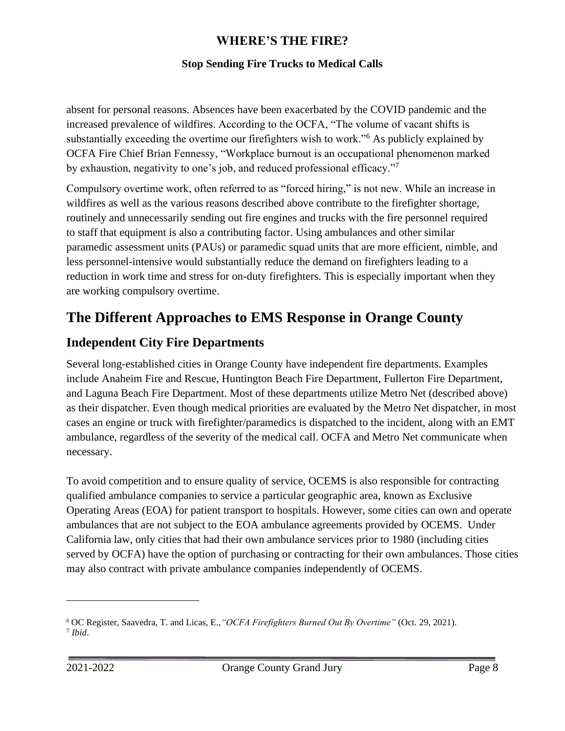absent for personal reasons. Absences have been exacerbated by the COVID pandemic and the increased prevalence of wildfires. According to the OCFA, "The volume of vacant shifts is substantially exceeding the overtime our firefighters wish to work."[6] As publicly explained by OCFA Fire Chief Brian Fennessy, "Workplace burnout is an occupational phenomenon marked by exhaustion, negativity to one's job, and reduced professional efficacy."[7]

Compulsory overtime work, often referred to as "forced hiring," is not new. While an increase in wildfires as well as the various reasons described above contribute to the firefighter shortage, routinely and unnecessarily sending out fire engines and trucks with the fire personnel required to staff that equipment is also a contributing factor. Using ambulances and other similar paramedic assessment units (PAUs) or paramedic squad units that are more efficient, nimble, and less personnel-intensive would substantially reduce the demand on firefighters leading to a reduction in work time and stress for on-duty firefighters. This is especially important when they are working compulsory overtime.

## The Different Approaches to EMS Response in Orange County

### Independent City Fire Departments

Several long-established cities in Orange County have independent fire departments. Examples include Anaheim Fire and Rescue, Huntington Beach Fire Department, Fullerton Fire Department, and Laguna Beach Fire Department. Most of these departments utilize Metro Net (described above) as their dispatcher. Even though medical priorities are evaluated by the Metro Net dispatcher, in most cases an engine or truck with firefighter/paramedics is dispatched to the incident, along with an EMT ambulance, regardless of the severity of the medical call. OCFA and Metro Net communicate when necessary.

To avoid competition and to ensure quality of service, OCEMS is also responsible for contracting qualified ambulance companies to service a particular geographic area, known as Exclusive Operating Areas (EOA) for patient transport to hospitals. However, some cities can own and operate ambulances that are not subject to the EOA ambulance agreements provided by OCEMS. Under California law, only cities that had their own ambulance services prior to 1980 (including cities served by OCFA) have the option of purchasing or contracting for their own ambulances. Those cities may also contract with private ambulance companies independently of OCEMS.

---

[6] OC Register, Saavedra, T. and Licas, E., *"OCFA Firefighters Burned Out By Overtime"* (Oct. 29, 2021).

[7] *Ibid*.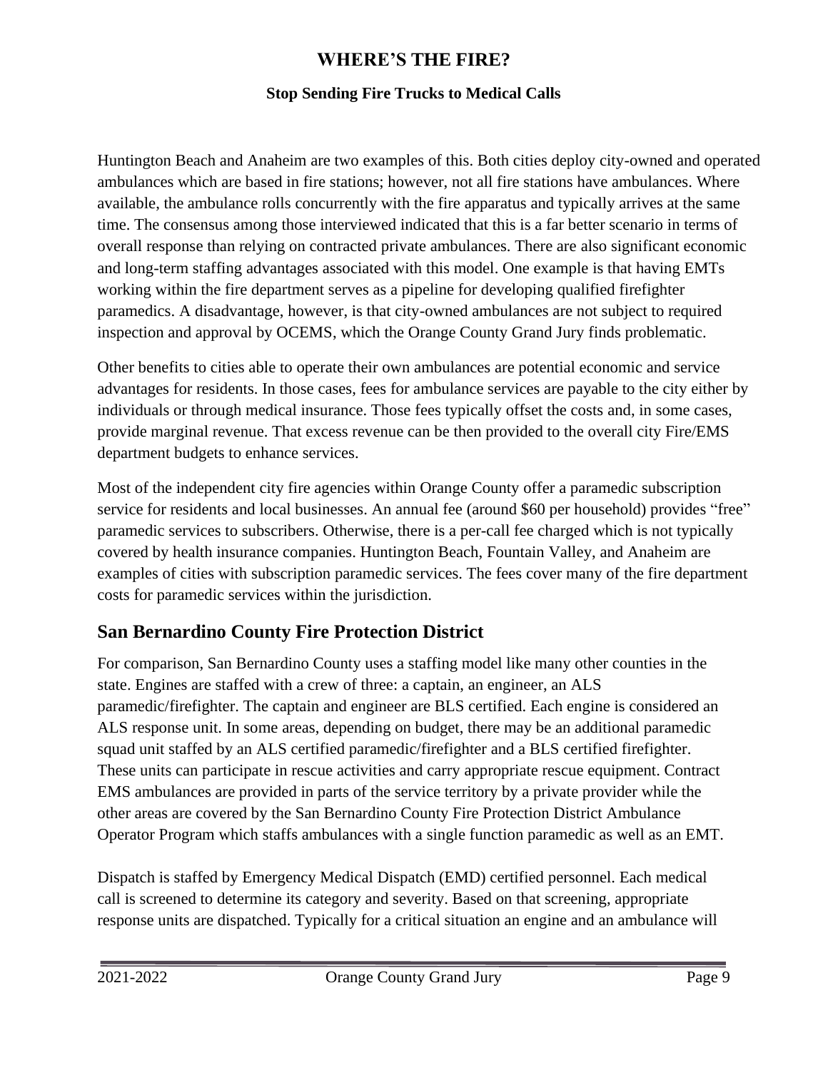Huntington Beach and Anaheim are two examples of this. Both cities deploy city-owned and operated ambulances which are based in fire stations; however, not all fire stations have ambulances. Where available, the ambulance rolls concurrently with the fire apparatus and typically arrives at the same time. The consensus among those interviewed indicated that this is a far better scenario in terms of overall response than relying on contracted private ambulances. There are also significant economic and long-term staffing advantages associated with this model. One example is that having EMTs working within the fire department serves as a pipeline for developing qualified firefighter paramedics. A disadvantage, however, is that city-owned ambulances are not subject to required inspection and approval by OCEMS, which the Orange County Grand Jury finds problematic.

Other benefits to cities able to operate their own ambulances are potential economic and service advantages for residents. In those cases, fees for ambulance services are payable to the city either by individuals or through medical insurance. Those fees typically offset the costs and, in some cases, provide marginal revenue. That excess revenue can be then provided to the overall city Fire/EMS department budgets to enhance services.

Most of the independent city fire agencies within Orange County offer a paramedic subscription service for residents and local businesses. An annual fee (around $60 per household) provides "free" paramedic services to subscribers. Otherwise, there is a per-call fee charged which is not typically covered by health insurance companies. Huntington Beach, Fountain Valley, and Anaheim are examples of cities with subscription paramedic services. The fees cover many of the fire department costs for paramedic services within the jurisdiction.

## San Bernardino County Fire Protection District

For comparison, San Bernardino County uses a staffing model like many other counties in the state. Engines are staffed with a crew of three: a captain, an engineer, an ALS paramedic/firefighter. The captain and engineer are BLS certified. Each engine is considered an ALS response unit. In some areas, depending on budget, there may be an additional paramedic squad unit staffed by an ALS certified paramedic/firefighter and a BLS certified firefighter. These units can participate in rescue activities and carry appropriate rescue equipment. Contract EMS ambulances are provided in parts of the service territory by a private provider while the other areas are covered by the San Bernardino County Fire Protection District Ambulance Operator Program which staffs ambulances with a single function paramedic as well as an EMT.

Dispatch is staffed by Emergency Medical Dispatch (EMD) certified personnel. Each medical call is screened to determine its category and severity. Based on that screening, appropriate response units are dispatched. Typically for a critical situation an engine and an ambulance will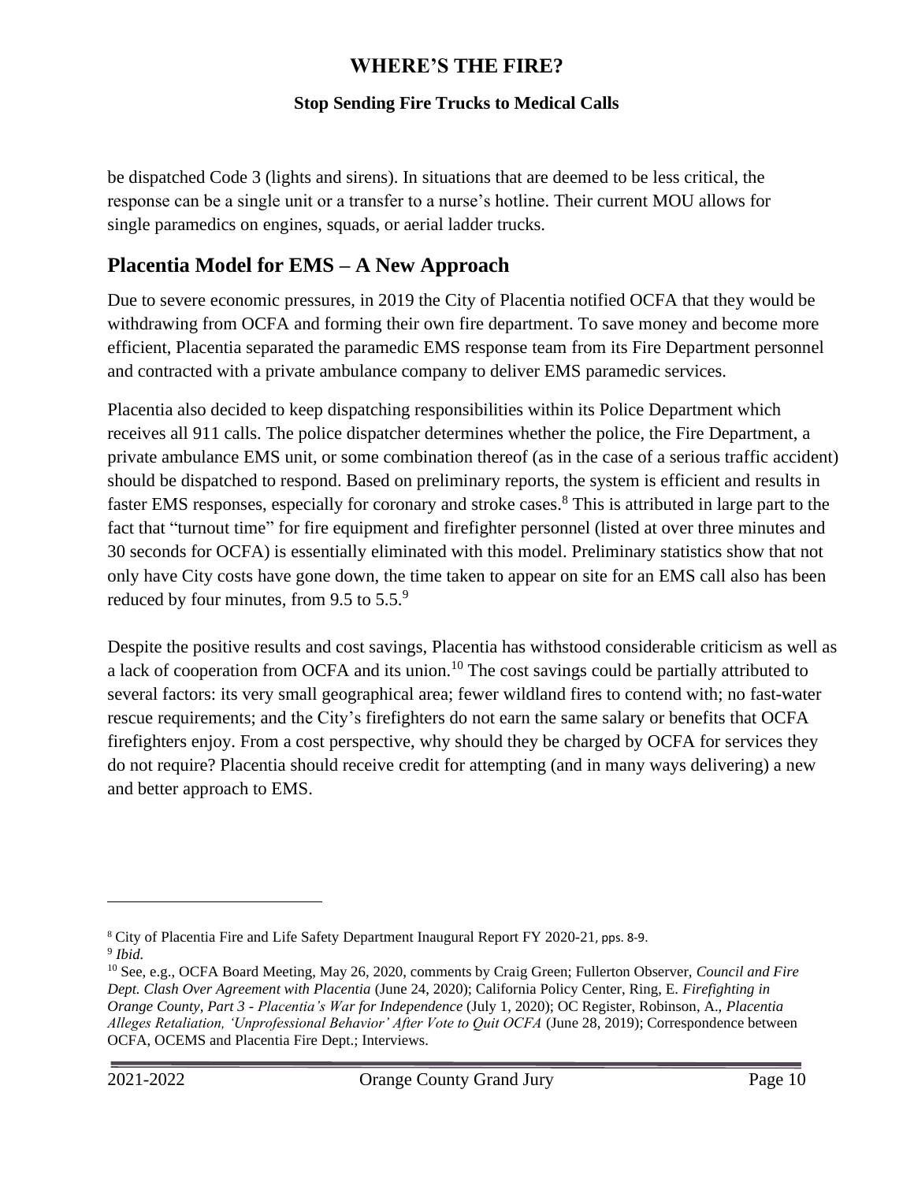be dispatched Code 3 (lights and sirens). In situations that are deemed to be less critical, the response can be a single unit or a transfer to a nurse's hotline. Their current MOU allows for single paramedics on engines, squads, or aerial ladder trucks.

## Placentia Model for EMS – A New Approach

Due to severe economic pressures, in 2019 the City of Placentia notified OCFA that they would be withdrawing from OCFA and forming their own fire department. To save money and become more efficient, Placentia separated the paramedic EMS response team from its Fire Department personnel and contracted with a private ambulance company to deliver EMS paramedic services.

Placentia also decided to keep dispatching responsibilities within its Police Department which receives all 911 calls. The police dispatcher determines whether the police, the Fire Department, a private ambulance EMS unit, or some combination thereof (as in the case of a serious traffic accident) should be dispatched to respond. Based on preliminary reports, the system is efficient and results in faster EMS responses, especially for coronary and stroke cases.[8] This is attributed in large part to the fact that "turnout time" for fire equipment and firefighter personnel (listed at over three minutes and 30 seconds for OCFA) is essentially eliminated with this model. Preliminary statistics show that not only have City costs have gone down, the time taken to appear on site for an EMS call also has been reduced by four minutes, from 9.5 to 5.5.[9]

Despite the positive results and cost savings, Placentia has withstood considerable criticism as well as a lack of cooperation from OCFA and its union.[10] The cost savings could be partially attributed to several factors: its very small geographical area; fewer wildland fires to contend with; no fast-water rescue requirements; and the City's firefighters do not earn the same salary or benefits that OCFA firefighters enjoy. From a cost perspective, why should they be charged by OCFA for services they do not require? Placentia should receive credit for attempting (and in many ways delivering) a new and better approach to EMS.

---

[8] City of Placentia Fire and Life Safety Department Inaugural Report FY 2020-21, pps. 8-9.

[9] *Ibid.*

[10] See, e.g., OCFA Board Meeting, May 26, 2020, comments by Craig Green; Fullerton Observer, *Council and Fire Dept. Clash Over Agreement with Placentia* (June 24, 2020); California Policy Center, Ring, E. *Firefighting in Orange County, Part 3 - Placentia's War for Independence* (July 1, 2020); OC Register, Robinson, A., *Placentia Alleges Retaliation, 'Unprofessional Behavior' After Vote to Quit OCFA* (June 28, 2019); Correspondence between OCFA, OCEMS and Placentia Fire Dept.; Interviews.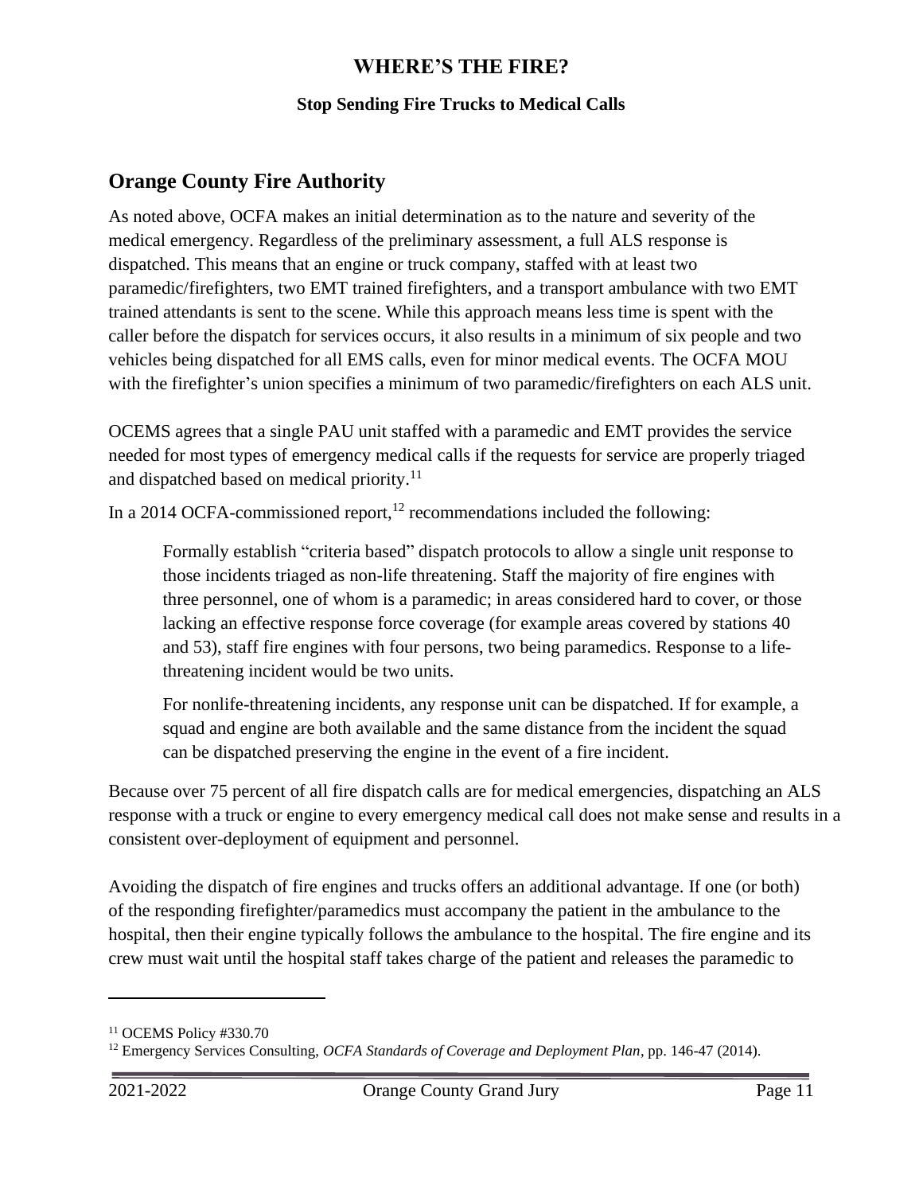## Orange County Fire Authority

As noted above, OCFA makes an initial determination as to the nature and severity of the medical emergency. Regardless of the preliminary assessment, a full ALS response is dispatched. This means that an engine or truck company, staffed with at least two paramedic/firefighters, two EMT trained firefighters, and a transport ambulance with two EMT trained attendants is sent to the scene. While this approach means less time is spent with the caller before the dispatch for services occurs, it also results in a minimum of six people and two vehicles being dispatched for all EMS calls, even for minor medical events. The OCFA MOU with the firefighter's union specifies a minimum of two paramedic/firefighters on each ALS unit.

OCEMS agrees that a single PAU unit staffed with a paramedic and EMT provides the service needed for most types of emergency medical calls if the requests for service are properly triaged and dispatched based on medical priority.[11]

In a 2014 OCFA-commissioned report,[12] recommendations included the following:

> Formally establish "criteria based" dispatch protocols to allow a single unit response to those incidents triaged as non-life threatening. Staff the majority of fire engines with three personnel, one of whom is a paramedic; in areas considered hard to cover, or those lacking an effective response force coverage (for example areas covered by stations 40 and 53), staff fire engines with four persons, two being paramedics. Response to a life-threatening incident would be two units.
>
> For nonlife-threatening incidents, any response unit can be dispatched. If for example, a squad and engine are both available and the same distance from the incident the squad can be dispatched preserving the engine in the event of a fire incident.

Because over 75 percent of all fire dispatch calls are for medical emergencies, dispatching an ALS response with a truck or engine to every emergency medical call does not make sense and results in a consistent over-deployment of equipment and personnel.

Avoiding the dispatch of fire engines and trucks offers an additional advantage. If one (or both) of the responding firefighter/paramedics must accompany the patient in the ambulance to the hospital, then their engine typically follows the ambulance to the hospital. The fire engine and its crew must wait until the hospital staff takes charge of the patient and releases the paramedic to

---

[11] OCEMS Policy #330.70

[12] Emergency Services Consulting, *OCFA Standards of Coverage and Deployment Plan*, pp. 146-47 (2014).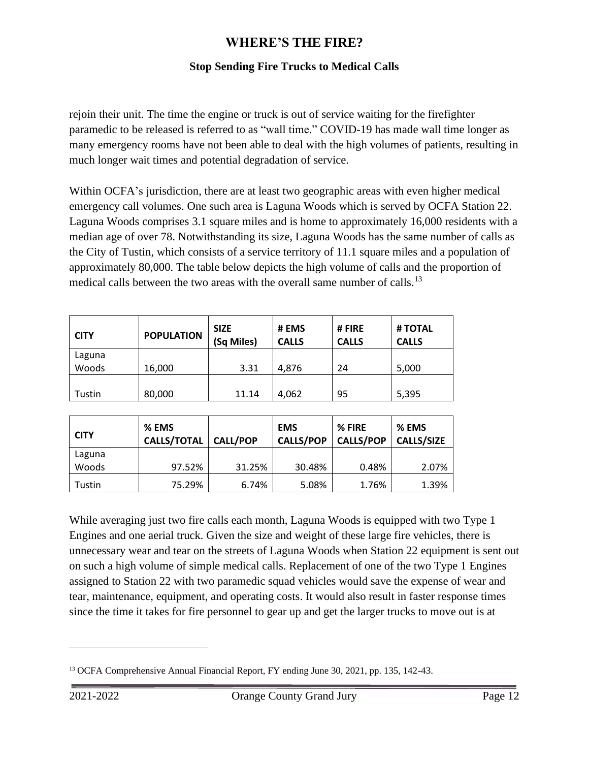rejoin their unit. The time the engine or truck is out of service waiting for the firefighter paramedic to be released is referred to as "wall time." COVID-19 has made wall time longer as many emergency rooms have not been able to deal with the high volumes of patients, resulting in much longer wait times and potential degradation of service.

Within OCFA's jurisdiction, there are at least two geographic areas with even higher medical emergency call volumes. One such area is Laguna Woods which is served by OCFA Station 22. Laguna Woods comprises 3.1 square miles and is home to approximately 16,000 residents with a median age of over 78. Notwithstanding its size, Laguna Woods has the same number of calls as the City of Tustin, which consists of a service territory of 11.1 square miles and a population of approximately 80,000. The table below depicts the high volume of calls and the proportion of medical calls between the two areas with the overall same number of calls.[13]

| CITY | POPULATION | SIZE (Sq Miles) | # EMS CALLS | # FIRE CALLS | # TOTAL CALLS |
|---|---|---|---|---|---|
| Laguna Woods | 16,000 | 3.31 | 4,876 | 24 | 5,000 |
| Tustin | 80,000 | 11.14 | 4,062 | 95 | 5,395 |

| CITY | % EMS CALLS/TOTAL | CALL/POP | EMS CALLS/POP | % FIRE CALLS/POP | % EMS CALLS/SIZE |
|---|---|---|---|---|---|
| Laguna Woods | 97.52% | 31.25% | 30.48% | 0.48% | 2.07% |
| Tustin | 75.29% | 6.74% | 5.08% | 1.76% | 1.39% |

While averaging just two fire calls each month, Laguna Woods is equipped with two Type 1 Engines and one aerial truck. Given the size and weight of these large fire vehicles, there is unnecessary wear and tear on the streets of Laguna Woods when Station 22 equipment is sent out on such a high volume of simple medical calls. Replacement of one of the two Type 1 Engines assigned to Station 22 with two paramedic squad vehicles would save the expense of wear and tear, maintenance, equipment, and operating costs. It would also result in faster response times since the time it takes for fire personnel to gear up and get the larger trucks to move out is at

[13] OCFA Comprehensive Annual Financial Report, FY ending June 30, 2021, pp. 135, 142-43.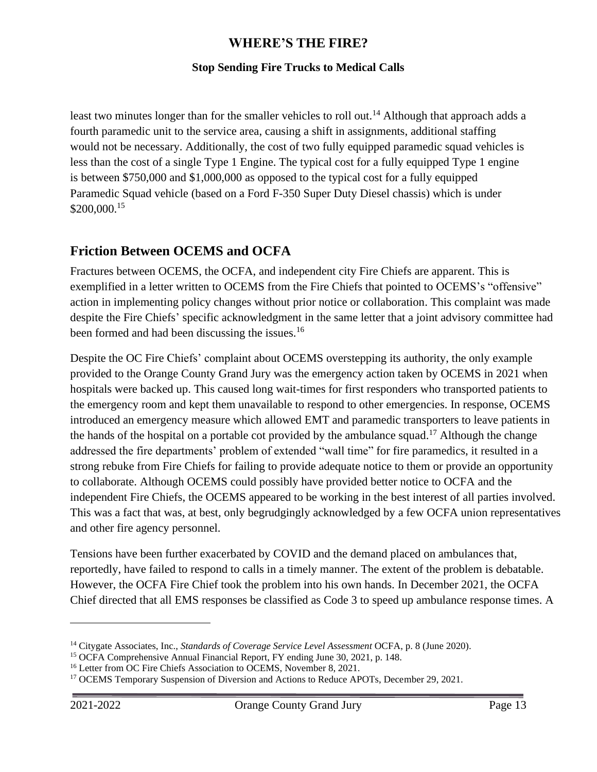least two minutes longer than for the smaller vehicles to roll out.[14] Although that approach adds a fourth paramedic unit to the service area, causing a shift in assignments, additional staffing would not be necessary. Additionally, the cost of two fully equipped paramedic squad vehicles is less than the cost of a single Type 1 Engine. The typical cost for a fully equipped Type 1 engine is between $750,000 and $1,000,000 as opposed to the typical cost for a fully equipped Paramedic Squad vehicle (based on a Ford F-350 Super Duty Diesel chassis) which is under $200,000.[15]

## Friction Between OCEMS and OCFA

Fractures between OCEMS, the OCFA, and independent city Fire Chiefs are apparent. This is exemplified in a letter written to OCEMS from the Fire Chiefs that pointed to OCEMS's "offensive" action in implementing policy changes without prior notice or collaboration. This complaint was made despite the Fire Chiefs' specific acknowledgment in the same letter that a joint advisory committee had been formed and had been discussing the issues.[16]

Despite the OC Fire Chiefs' complaint about OCEMS overstepping its authority, the only example provided to the Orange County Grand Jury was the emergency action taken by OCEMS in 2021 when hospitals were backed up. This caused long wait-times for first responders who transported patients to the emergency room and kept them unavailable to respond to other emergencies. In response, OCEMS introduced an emergency measure which allowed EMT and paramedic transporters to leave patients in the hands of the hospital on a portable cot provided by the ambulance squad.[17] Although the change addressed the fire departments' problem of extended "wall time" for fire paramedics, it resulted in a strong rebuke from Fire Chiefs for failing to provide adequate notice to them or provide an opportunity to collaborate. Although OCEMS could possibly have provided better notice to OCFA and the independent Fire Chiefs, the OCEMS appeared to be working in the best interest of all parties involved. This was a fact that was, at best, only begrudgingly acknowledged by a few OCFA union representatives and other fire agency personnel.

Tensions have been further exacerbated by COVID and the demand placed on ambulances that, reportedly, have failed to respond to calls in a timely manner. The extent of the problem is debatable. However, the OCFA Fire Chief took the problem into his own hands. In December 2021, the OCFA Chief directed that all EMS responses be classified as Code 3 to speed up ambulance response times. A

---

[14] Citygate Associates, Inc., *Standards of Coverage Service Level Assessment* OCFA, p. 8 (June 2020).

[15] OCFA Comprehensive Annual Financial Report, FY ending June 30, 2021, p. 148.

[16] Letter from OC Fire Chiefs Association to OCEMS, November 8, 2021.

[17] OCEMS Temporary Suspension of Diversion and Actions to Reduce APOTs, December 29, 2021.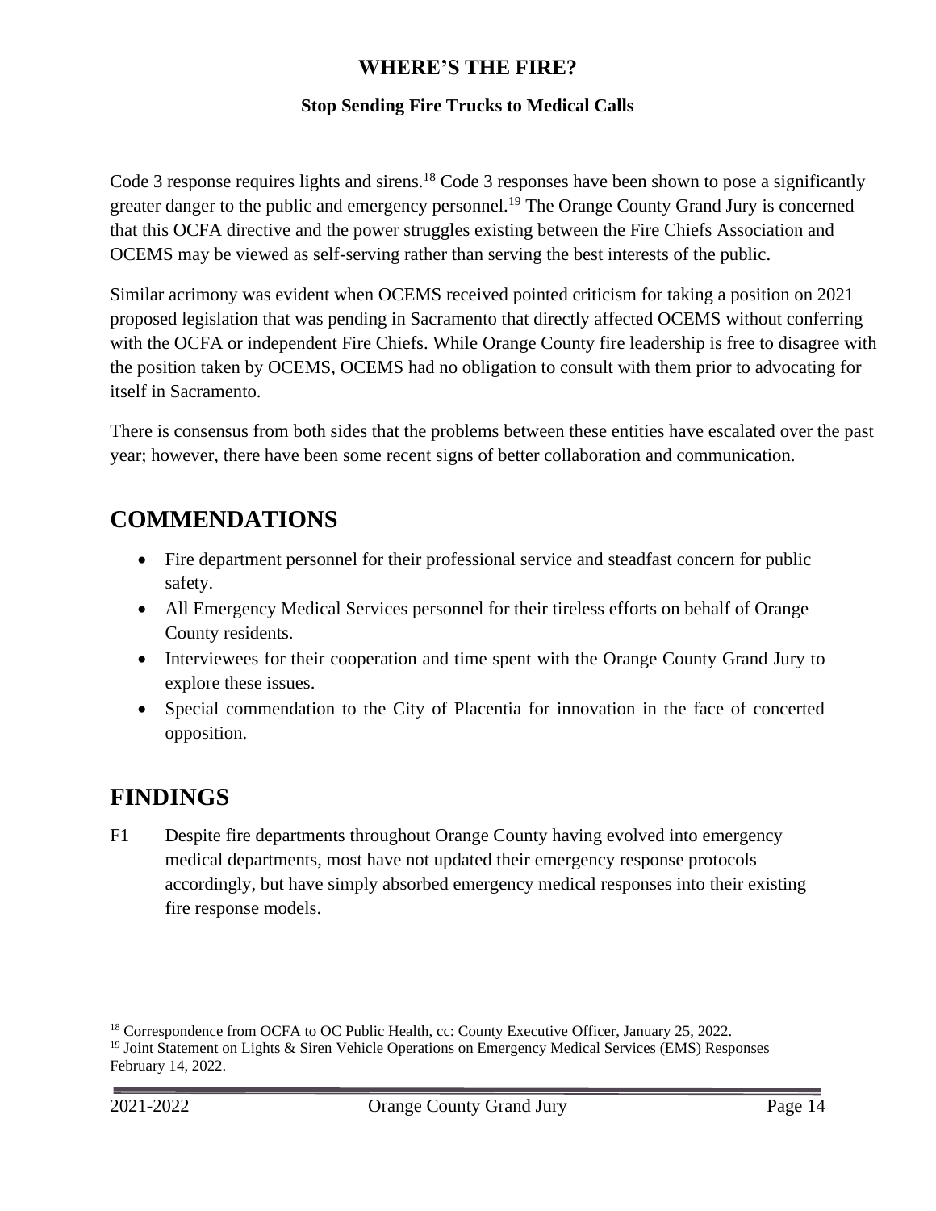Code 3 response requires lights and sirens.[18] Code 3 responses have been shown to pose a significantly greater danger to the public and emergency personnel.[19] The Orange County Grand Jury is concerned that this OCFA directive and the power struggles existing between the Fire Chiefs Association and OCEMS may be viewed as self-serving rather than serving the best interests of the public.

Similar acrimony was evident when OCEMS received pointed criticism for taking a position on 2021 proposed legislation that was pending in Sacramento that directly affected OCEMS without conferring with the OCFA or independent Fire Chiefs. While Orange County fire leadership is free to disagree with the position taken by OCEMS, OCEMS had no obligation to consult with them prior to advocating for itself in Sacramento.

There is consensus from both sides that the problems between these entities have escalated over the past year; however, there have been some recent signs of better collaboration and communication.

# COMMENDATIONS

- Fire department personnel for their professional service and steadfast concern for public safety.
- All Emergency Medical Services personnel for their tireless efforts on behalf of Orange County residents.
- Interviewees for their cooperation and time spent with the Orange County Grand Jury to explore these issues.
- Special commendation to the City of Placentia for innovation in the face of concerted opposition.

# FINDINGS

F1 Despite fire departments throughout Orange County having evolved into emergency medical departments, most have not updated their emergency response protocols accordingly, but have simply absorbed emergency medical responses into their existing fire response models.

[18] Correspondence from OCFA to OC Public Health, cc: County Executive Officer, January 25, 2022.

[19] Joint Statement on Lights & Siren Vehicle Operations on Emergency Medical Services (EMS) Responses February 14, 2022.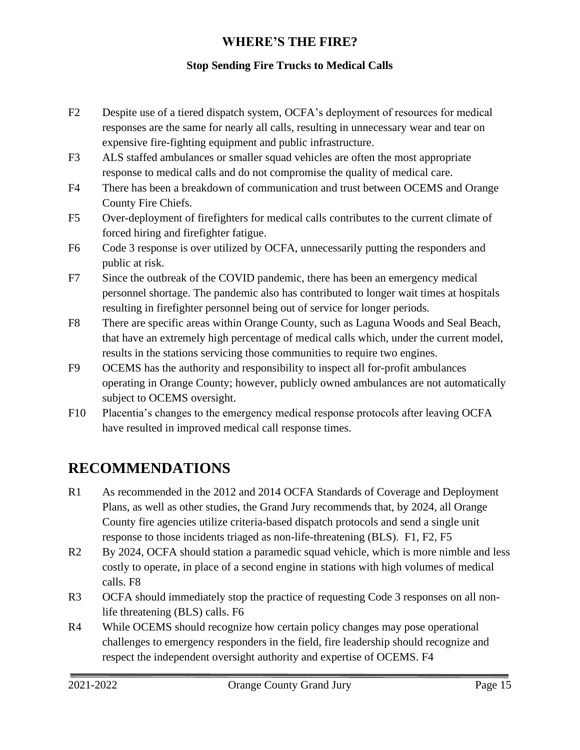F2 Despite use of a tiered dispatch system, OCFA's deployment of resources for medical responses are the same for nearly all calls, resulting in unnecessary wear and tear on expensive fire-fighting equipment and public infrastructure.

F3 ALS staffed ambulances or smaller squad vehicles are often the most appropriate response to medical calls and do not compromise the quality of medical care.

F4 There has been a breakdown of communication and trust between OCEMS and Orange County Fire Chiefs.

F5 Over-deployment of firefighters for medical calls contributes to the current climate of forced hiring and firefighter fatigue.

F6 Code 3 response is over utilized by OCFA, unnecessarily putting the responders and public at risk.

F7 Since the outbreak of the COVID pandemic, there has been an emergency medical personnel shortage. The pandemic also has contributed to longer wait times at hospitals resulting in firefighter personnel being out of service for longer periods.

F8 There are specific areas within Orange County, such as Laguna Woods and Seal Beach, that have an extremely high percentage of medical calls which, under the current model, results in the stations servicing those communities to require two engines.

F9 OCEMS has the authority and responsibility to inspect all for-profit ambulances operating in Orange County; however, publicly owned ambulances are not automatically subject to OCEMS oversight.

F10 Placentia's changes to the emergency medical response protocols after leaving OCFA have resulted in improved medical call response times.

# RECOMMENDATIONS

R1 As recommended in the 2012 and 2014 OCFA Standards of Coverage and Deployment Plans, as well as other studies, the Grand Jury recommends that, by 2024, all Orange County fire agencies utilize criteria-based dispatch protocols and send a single unit response to those incidents triaged as non-life-threatening (BLS). F1, F2, F5

R2 By 2024, OCFA should station a paramedic squad vehicle, which is more nimble and less costly to operate, in place of a second engine in stations with high volumes of medical calls. F8

R3 OCFA should immediately stop the practice of requesting Code 3 responses on all non-life threatening (BLS) calls. F6

R4 While OCEMS should recognize how certain policy changes may pose operational challenges to emergency responders in the field, fire leadership should recognize and respect the independent oversight authority and expertise of OCEMS. F4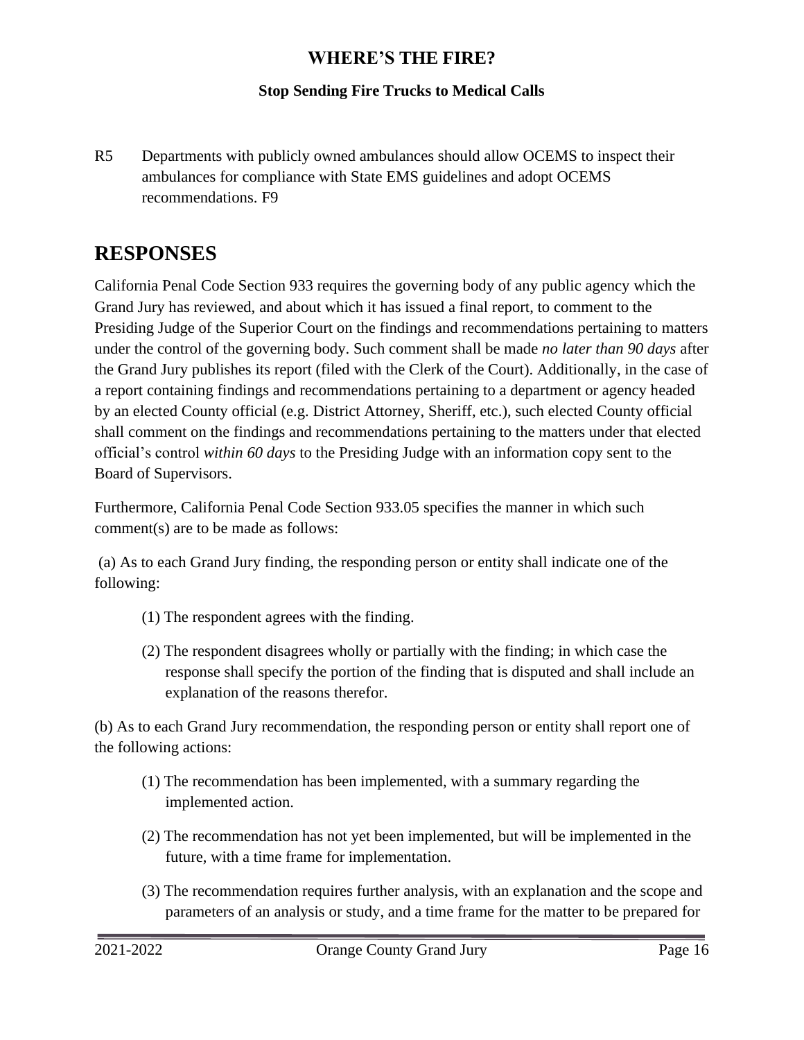R5 Departments with publicly owned ambulances should allow OCEMS to inspect their ambulances for compliance with State EMS guidelines and adopt OCEMS recommendations. F9

## RESPONSES

California Penal Code Section 933 requires the governing body of any public agency which the Grand Jury has reviewed, and about which it has issued a final report, to comment to the Presiding Judge of the Superior Court on the findings and recommendations pertaining to matters under the control of the governing body. Such comment shall be made *no later than 90 days* after the Grand Jury publishes its report (filed with the Clerk of the Court). Additionally, in the case of a report containing findings and recommendations pertaining to a department or agency headed by an elected County official (e.g. District Attorney, Sheriff, etc.), such elected County official shall comment on the findings and recommendations pertaining to the matters under that elected official's control *within 60 days* to the Presiding Judge with an information copy sent to the Board of Supervisors.

Furthermore, California Penal Code Section 933.05 specifies the manner in which such comment(s) are to be made as follows:

(a) As to each Grand Jury finding, the responding person or entity shall indicate one of the following:

(1) The respondent agrees with the finding.

(2) The respondent disagrees wholly or partially with the finding; in which case the response shall specify the portion of the finding that is disputed and shall include an explanation of the reasons therefor.

(b) As to each Grand Jury recommendation, the responding person or entity shall report one of the following actions:

(1) The recommendation has been implemented, with a summary regarding the implemented action.

(2) The recommendation has not yet been implemented, but will be implemented in the future, with a time frame for implementation.

(3) The recommendation requires further analysis, with an explanation and the scope and parameters of an analysis or study, and a time frame for the matter to be prepared for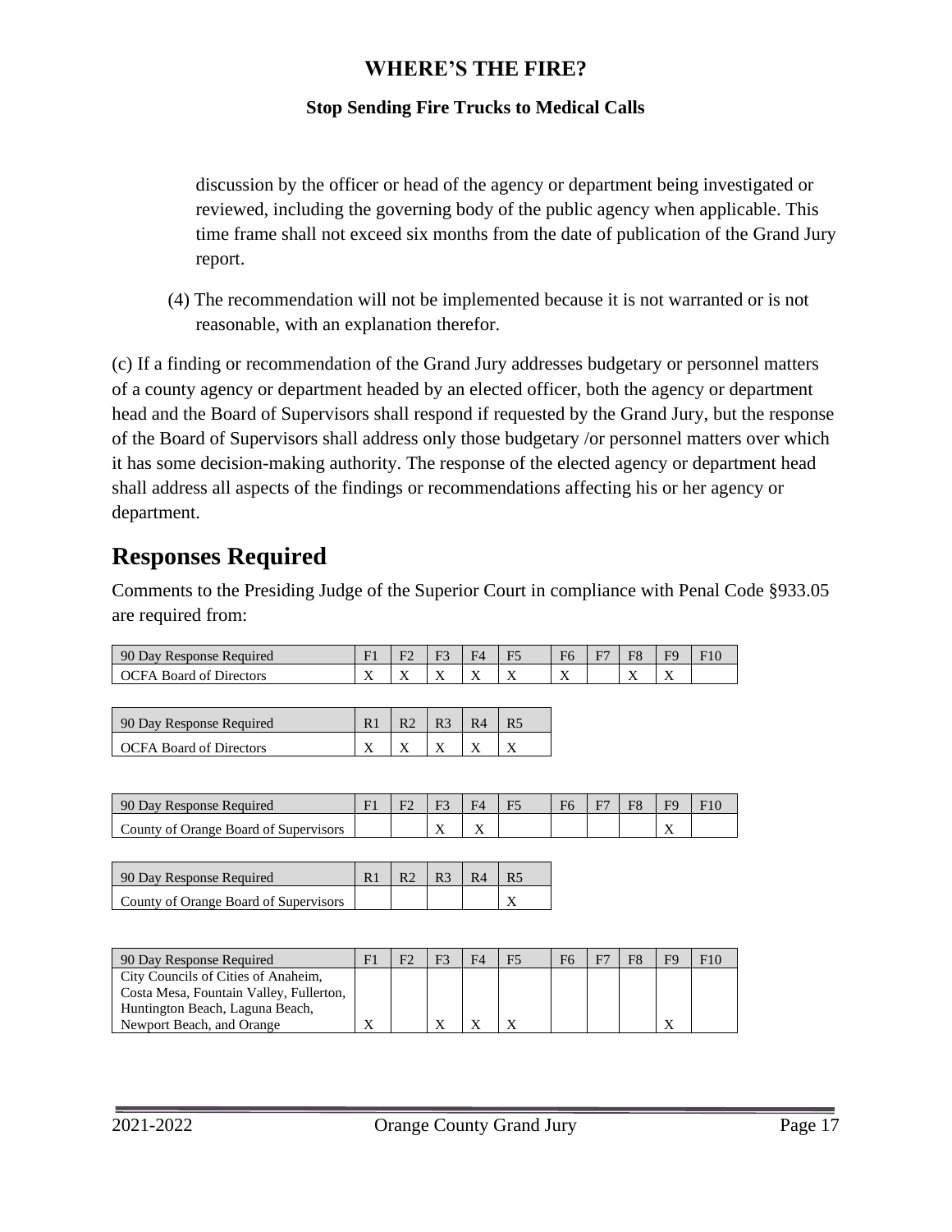discussion by the officer or head of the agency or department being investigated or reviewed, including the governing body of the public agency when applicable. This time frame shall not exceed six months from the date of publication of the Grand Jury report.

(4) The recommendation will not be implemented because it is not warranted or is not reasonable, with an explanation therefor.

(c) If a finding or recommendation of the Grand Jury addresses budgetary or personnel matters of a county agency or department headed by an elected officer, both the agency or department head and the Board of Supervisors shall respond if requested by the Grand Jury, but the response of the Board of Supervisors shall address only those budgetary /or personnel matters over which it has some decision-making authority. The response of the elected agency or department head shall address all aspects of the findings or recommendations affecting his or her agency or department.

## Responses Required

Comments to the Presiding Judge of the Superior Court in compliance with Penal Code §933.05 are required from:

| 90 Day Response Required | F1 | F2 | F3 | F4 | F5 | F6 | F7 | F8 | F9 | F10 |
|---|---|---|---|---|---|---|---|---|---|---|
| OCFA Board of Directors | X | X | X | X | X | X | | X | X | |

| 90 Day Response Required | R1 | R2 | R3 | R4 | R5 |
|---|---|---|---|---|---|
| OCFA Board of Directors | X | X | X | X | X |

| 90 Day Response Required | F1 | F2 | F3 | F4 | F5 | F6 | F7 | F8 | F9 | F10 |
|---|---|---|---|---|---|---|---|---|---|---|
| County of Orange Board of Supervisors | | | X | X | | | | | X | |

| 90 Day Response Required | R1 | R2 | R3 | R4 | R5 |
|---|---|---|---|---|---|
| County of Orange Board of Supervisors | | | | | X |

| 90 Day Response Required | F1 | F2 | F3 | F4 | F5 | F6 | F7 | F8 | F9 | F10 |
|---|---|---|---|---|---|---|---|---|---|---|
| City Councils of Cities of Anaheim, Costa Mesa, Fountain Valley, Fullerton, Huntington Beach, Laguna Beach, Newport Beach, and Orange | X | | X | X | X | | | | X | |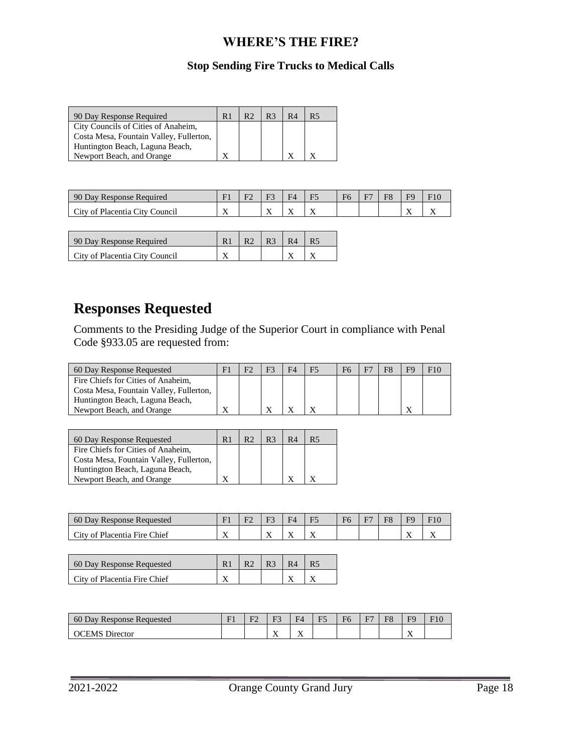## WHERE'S THE FIRE?

### Stop Sending Fire Trucks to Medical Calls

| 90 Day Response Required | R1 | R2 | R3 | R4 | R5 |
|---|---|---|---|---|---|
| City Councils of Cities of Anaheim, Costa Mesa, Fountain Valley, Fullerton, Huntington Beach, Laguna Beach, Newport Beach, and Orange | X | | | X | X |

| 90 Day Response Required | F1 | F2 | F3 | F4 | F5 | F6 | F7 | F8 | F9 | F10 |
|---|---|---|---|---|---|---|---|---|---|---|
| City of Placentia City Council | X | | X | X | X | | | | X | X |

| 90 Day Response Required | R1 | R2 | R3 | R4 | R5 |
|---|---|---|---|---|---|
| City of Placentia City Council | X | | | X | X |

# Responses Requested

Comments to the Presiding Judge of the Superior Court in compliance with Penal Code §933.05 are requested from:

| 60 Day Response Requested | F1 | F2 | F3 | F4 | F5 | F6 | F7 | F8 | F9 | F10 |
|---|---|---|---|---|---|---|---|---|---|---|
| Fire Chiefs for Cities of Anaheim, Costa Mesa, Fountain Valley, Fullerton, Huntington Beach, Laguna Beach, Newport Beach, and Orange | X | | X | X | X | | | | X | |

| 60 Day Response Requested | R1 | R2 | R3 | R4 | R5 |
|---|---|---|---|---|---|
| Fire Chiefs for Cities of Anaheim, Costa Mesa, Fountain Valley, Fullerton, Huntington Beach, Laguna Beach, Newport Beach, and Orange | X | | | X | X |

| 60 Day Response Requested | F1 | F2 | F3 | F4 | F5 | F6 | F7 | F8 | F9 | F10 |
|---|---|---|---|---|---|---|---|---|---|---|
| City of Placentia Fire Chief | X | | X | X | X | | | | X | X |

| 60 Day Response Requested | R1 | R2 | R3 | R4 | R5 |
|---|---|---|---|---|---|
| City of Placentia Fire Chief | X | | | X | X |

| 60 Day Response Requested | F1 | F2 | F3 | F4 | F5 | F6 | F7 | F8 | F9 | F10 |
|---|---|---|---|---|---|---|---|---|---|---|
| OCEMS Director | | | X | X | | | | | X | |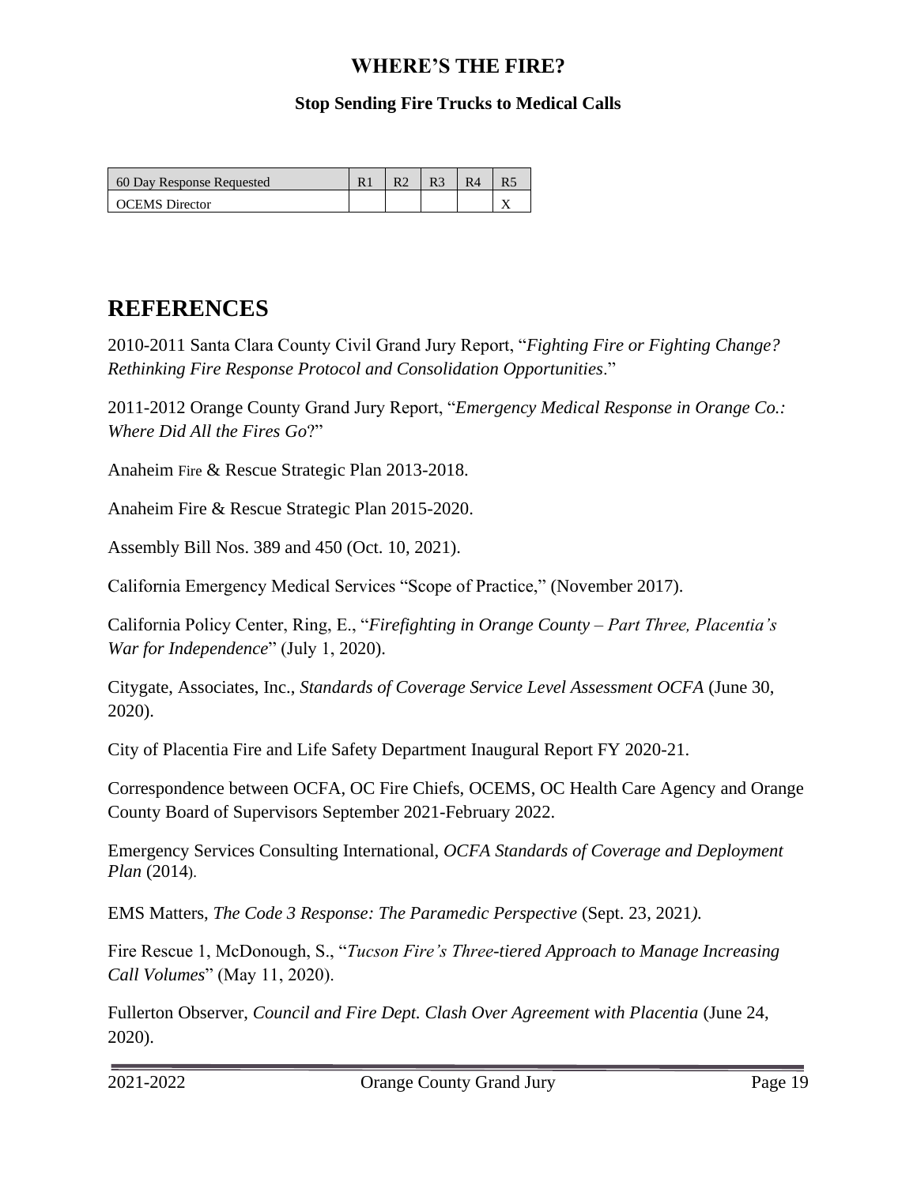| 60 Day Response Requested | R1 | R2 | R3 | R4 | R5 |
|---|---|---|---|---|---|
| OCEMS Director | | | | | X |

## REFERENCES

2010-2011 Santa Clara County Civil Grand Jury Report, "*Fighting Fire or Fighting Change? Rethinking Fire Response Protocol and Consolidation Opportunities*."

2011-2012 Orange County Grand Jury Report, "*Emergency Medical Response in Orange Co.: Where Did All the Fires Go*?"

Anaheim Fire & Rescue Strategic Plan 2013-2018.

Anaheim Fire & Rescue Strategic Plan 2015-2020.

Assembly Bill Nos. 389 and 450 (Oct. 10, 2021).

California Emergency Medical Services "Scope of Practice," (November 2017).

California Policy Center, Ring, E., "*Firefighting in Orange County – Part Three, Placentia's War for Independence*" (July 1, 2020).

Citygate, Associates, Inc., *Standards of Coverage Service Level Assessment OCFA* (June 30, 2020).

City of Placentia Fire and Life Safety Department Inaugural Report FY 2020-21.

Correspondence between OCFA, OC Fire Chiefs, OCEMS, OC Health Care Agency and Orange County Board of Supervisors September 2021-February 2022.

Emergency Services Consulting International, *OCFA Standards of Coverage and Deployment Plan* (2014).

EMS Matters, *The Code 3 Response: The Paramedic Perspective* (Sept. 23, 2021).

Fire Rescue 1, McDonough, S., "*Tucson Fire's Three-tiered Approach to Manage Increasing Call Volumes*" (May 11, 2020).

Fullerton Observer, *Council and Fire Dept. Clash Over Agreement with Placentia* (June 24, 2020).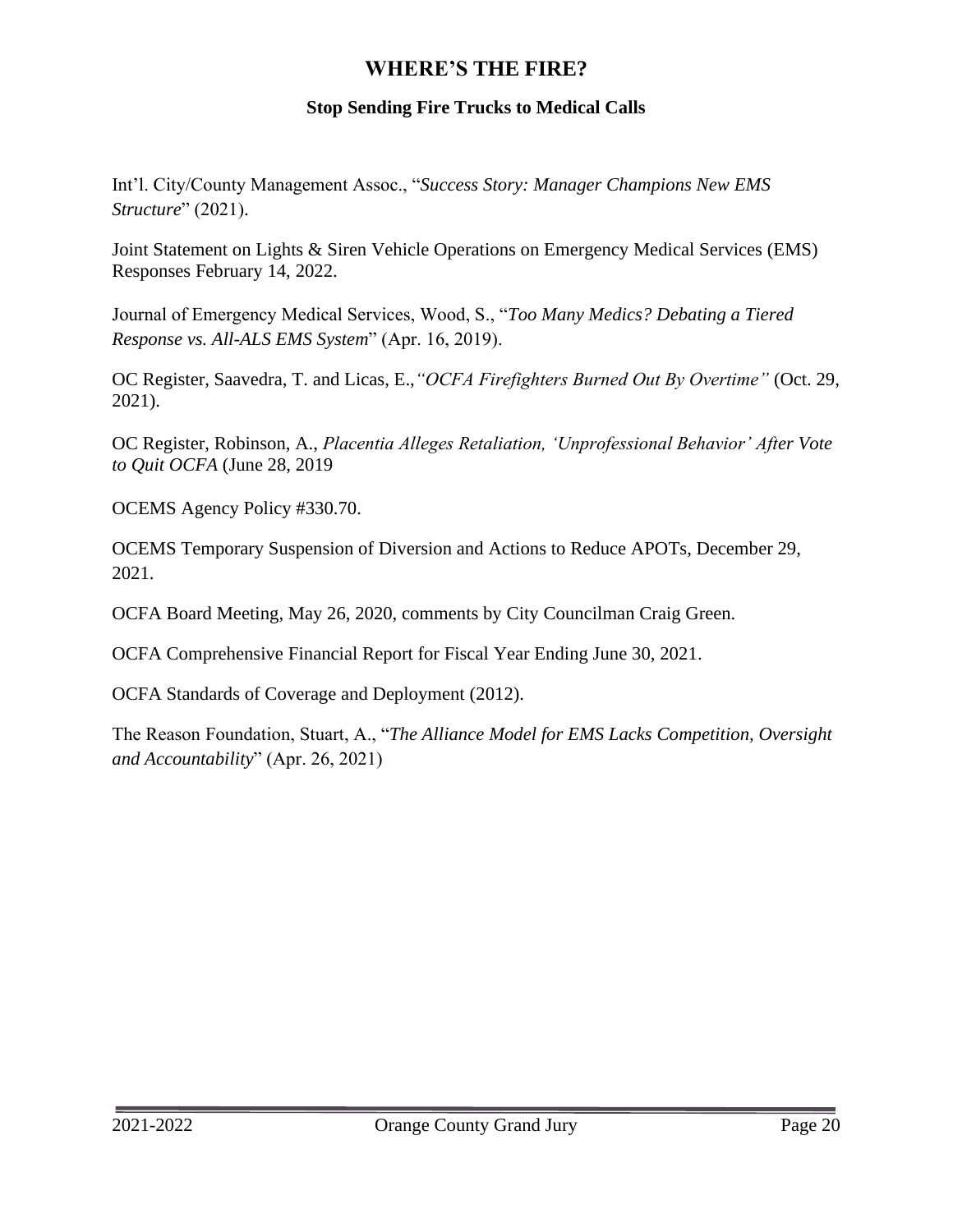Int'l. City/County Management Assoc., "*Success Story: Manager Champions New EMS Structure*" (2021).

Joint Statement on Lights & Siren Vehicle Operations on Emergency Medical Services (EMS) Responses February 14, 2022.

Journal of Emergency Medical Services, Wood, S., "*Too Many Medics? Debating a Tiered Response vs. All-ALS EMS System*" (Apr. 16, 2019).

OC Register, Saavedra, T. and Licas, E.,*"OCFA Firefighters Burned Out By Overtime"* (Oct. 29, 2021).

OC Register, Robinson, A., *Placentia Alleges Retaliation, 'Unprofessional Behavior' After Vote to Quit OCFA* (June 28, 2019

OCEMS Agency Policy #330.70.

OCEMS Temporary Suspension of Diversion and Actions to Reduce APOTs, December 29, 2021.

OCFA Board Meeting, May 26, 2020, comments by City Councilman Craig Green.

OCFA Comprehensive Financial Report for Fiscal Year Ending June 30, 2021.

OCFA Standards of Coverage and Deployment (2012).

The Reason Foundation, Stuart, A., "*The Alliance Model for EMS Lacks Competition, Oversight and Accountability*" (Apr. 26, 2021)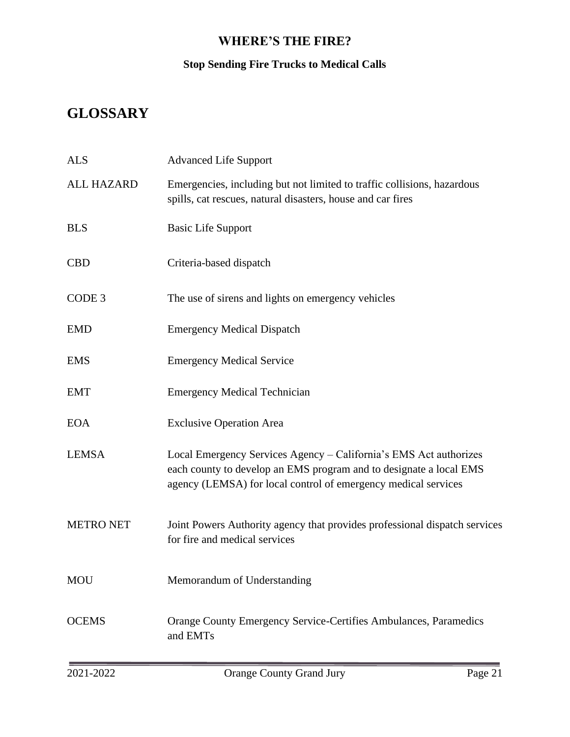## GLOSSARY

| | |
|---|---|
| ALS | Advanced Life Support |
| ALL HAZARD | Emergencies, including but not limited to traffic collisions, hazardous spills, cat rescues, natural disasters, house and car fires |
| BLS | Basic Life Support |
| CBD | Criteria-based dispatch |
| CODE 3 | The use of sirens and lights on emergency vehicles |
| EMD | Emergency Medical Dispatch |
| EMS | Emergency Medical Service |
| EMT | Emergency Medical Technician |
| EOA | Exclusive Operation Area |
| LEMSA | Local Emergency Services Agency – California's EMS Act authorizes each county to develop an EMS program and to designate a local EMS agency (LEMSA) for local control of emergency medical services |
| METRO NET | Joint Powers Authority agency that provides professional dispatch services for fire and medical services |
| MOU | Memorandum of Understanding |
| OCEMS | Orange County Emergency Service-Certifies Ambulances, Paramedics and EMTs |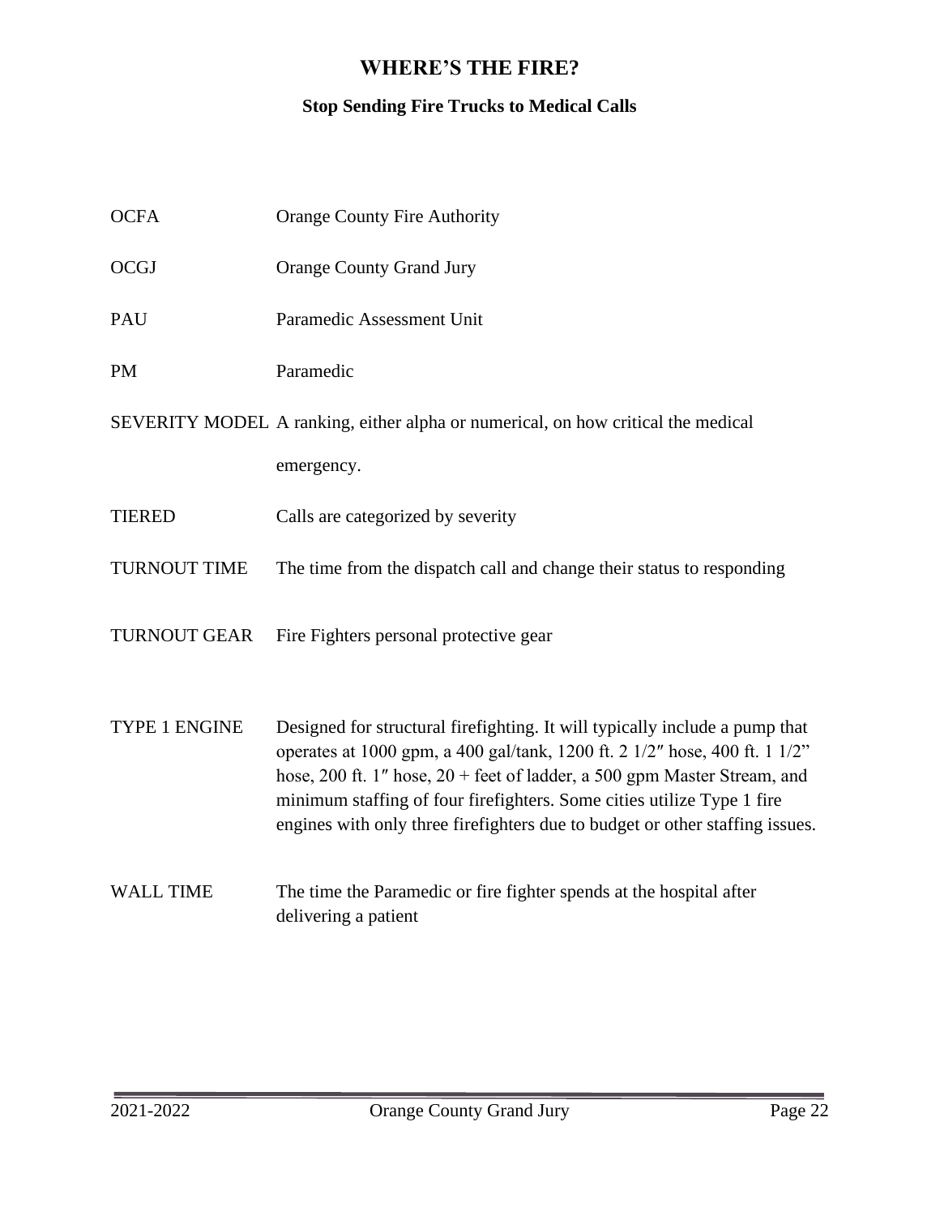| | |
|---|---|
| OCFA | Orange County Fire Authority |
| OCGJ | Orange County Grand Jury |
| PAU | Paramedic Assessment Unit |
| PM | Paramedic |
| SEVERITY MODEL | A ranking, either alpha or numerical, on how critical the medical emergency. |
| TIERED | Calls are categorized by severity |
| TURNOUT TIME | The time from the dispatch call and change their status to responding |
| TURNOUT GEAR | Fire Fighters personal protective gear |
| TYPE 1 ENGINE | Designed for structural firefighting. It will typically include a pump that operates at 1000 gpm, a 400 gal/tank, 1200 ft. 2 1/2″ hose, 400 ft. 1 1/2" hose, 200 ft. 1″ hose, 20 + feet of ladder, a 500 gpm Master Stream, and minimum staffing of four firefighters. Some cities utilize Type 1 fire engines with only three firefighters due to budget or other staffing issues. |
| WALL TIME | The time the Paramedic or fire fighter spends at the hospital after delivering a patient |